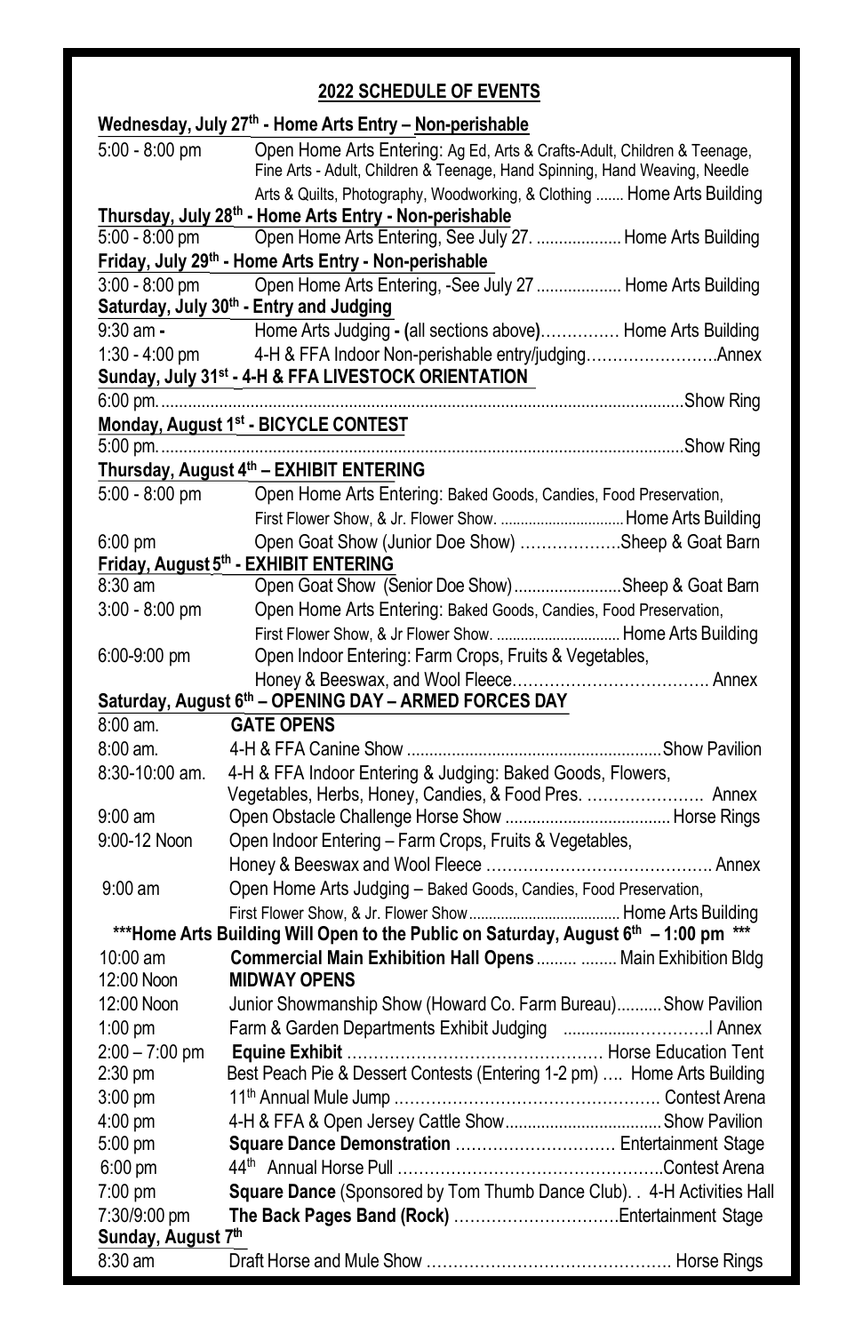## 2022 SCHEDULE OF EVENTS

**Wednesday, July 27th - Home Arts Entry – Non-perishable**

| | |
|---|---|
| 5:00 - 8:00 pm | Open Home Arts Entering: Ag Ed, Arts & Crafts-Adult, Children & Teenage, Fine Arts - Adult, Children & Teenage, Hand Spinning, Hand Weaving, Needle Arts & Quilts, Photography, Woodworking, & Clothing ....... Home Arts Building |

**Thursday, July 28th - Home Arts Entry - Non-perishable**

| | |
|---|---|
| 5:00 - 8:00 pm | Open Home Arts Entering, See July 27. ................... Home Arts Building |

**Friday, July 29th - Home Arts Entry - Non-perishable**

| | |
|---|---|
| 3:00 - 8:00 pm | Open Home Arts Entering, -See July 27 ................... Home Arts Building |

**Saturday, July 30th - Entry and Judging**

| | |
|---|---|
| 9:30 am - | Home Arts Judging - (all sections above)…………… Home Arts Building |
| 1:30 - 4:00 pm | 4-H & FFA Indoor Non-perishable entry/judging…………………….Annex |

**Sunday, July 31st - 4-H & FFA LIVESTOCK ORIENTATION**

| | |
|---|---|
| 6:00 pm. | .....Show Ring |

**Monday, August 1st - BICYCLE CONTEST**

| | |
|---|---|
| 5:00 pm. | .....Show Ring |

**Thursday, August 4th – EXHIBIT ENTERING**

| | |
|---|---|
| 5:00 - 8:00 pm | Open Home Arts Entering: Baked Goods, Candies, Food Preservation, First Flower Show, & Jr. Flower Show. ............................... Home Arts Building |
| 6:00 pm | Open Goat Show (Junior Doe Show) ……………….Sheep & Goat Barn |

**Friday, August 5th - EXHIBIT ENTERING**

| | |
|---|---|
| 8:30 am | Open Goat Show (Senior Doe Show)........................Sheep & Goat Barn |
| 3:00 - 8:00 pm | Open Home Arts Entering: Baked Goods, Candies, Food Preservation, First Flower Show, & Jr Flower Show. ............................... Home Arts Building |
| 6:00-9:00 pm | Open Indoor Entering: Farm Crops, Fruits & Vegetables, Honey & Beeswax, and Wool Fleece………………………………. Annex |

**Saturday, August 6th – OPENING DAY – ARMED FORCES DAY**

| | |
|---|---|
| 8:00 am. | **GATE OPENS** |
| 8:00 am. | 4-H & FFA Canine Show .........................................................Show Pavilion |
| 8:30-10:00 am. | 4-H & FFA Indoor Entering & Judging: Baked Goods, Flowers, Vegetables, Herbs, Honey, Candies, & Food Pres. …………………. Annex |
| 9:00 am | Open Obstacle Challenge Horse Show ..................................... Horse Rings |
| 9:00-12 Noon | Open Indoor Entering – Farm Crops, Fruits & Vegetables, Honey & Beeswax and Wool Fleece ……………………………………. Annex |
| 9:00 am | Open Home Arts Judging – Baked Goods, Candies, Food Preservation, First Flower Show, & Jr. Flower Show...................................... Home Arts Building |

**\*\*\*Home Arts Building Will Open to the Public on Saturday, August 6th – 1:00 pm \*\*\***

| | |
|---|---|
| 10:00 am | **Commercial Main Exhibition Hall Opens** ......... ........ Main Exhibition Bldg |
| 12:00 Noon | **MIDWAY OPENS** |
| 12:00 Noon | Junior Showmanship Show (Howard Co. Farm Bureau).......... Show Pavilion |
| 1:00 pm | Farm & Garden Departments Exhibit Judging ................…………..l Annex |
| 2:00 – 7:00 pm | **Equine Exhibit** …………………………………………. Horse Education Tent |
| 2:30 pm | Best Peach Pie & Dessert Contests (Entering 1-2 pm) …. Home Arts Building |
| 3:00 pm | 11th Annual Mule Jump ……………………………………………. Contest Arena |
| 4:00 pm | 4-H & FFA & Open Jersey Cattle Show................................... Show Pavilion |
| 5:00 pm | **Square Dance Demonstration** ………………………… Entertainment Stage |
| 6:00 pm | 44th Annual Horse Pull …………………………………………..Contest Arena |
| 7:00 pm | **Square Dance** (Sponsored by Tom Thumb Dance Club). . 4-H Activities Hall |
| 7:30/9:00 pm | **The Back Pages Band (Rock)** …………………………Entertainment Stage |

**Sunday, August 7th**

| | |
|---|---|
| 8:30 am | Draft Horse and Mule Show ………………………………………. Horse Rings |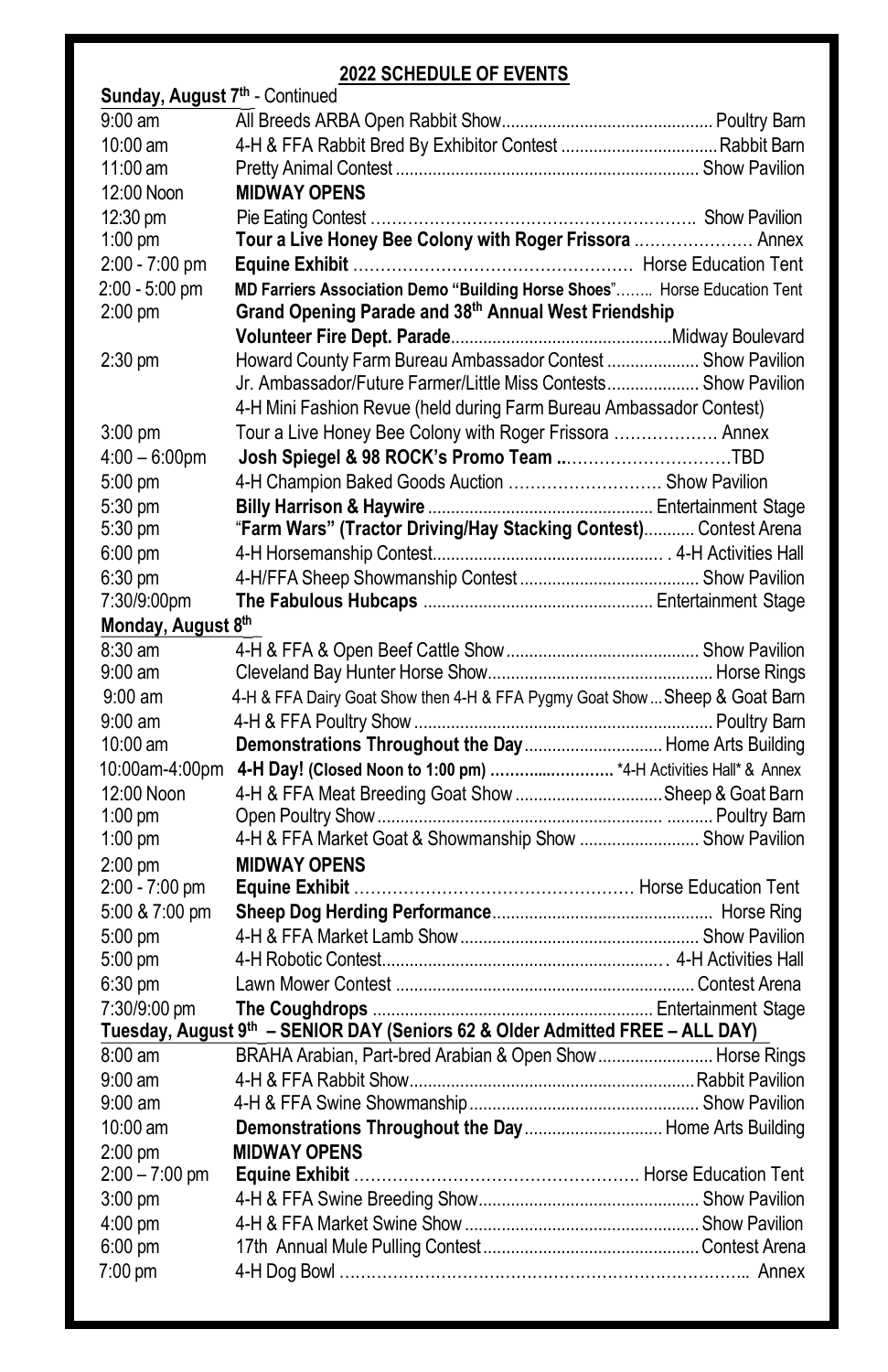## 2022 SCHEDULE OF EVENTS

**Sunday, August 7th - Continued**

| Time | Event | Location |
|---|---|---|
| 9:00 am | All Breeds ARBA Open Rabbit Show | Poultry Barn |
| 10:00 am | 4-H & FFA Rabbit Bred By Exhibitor Contest | Rabbit Barn |
| 11:00 am | Pretty Animal Contest | Show Pavilion |
| 12:00 Noon | **MIDWAY OPENS** | |
| 12:30 pm | Pie Eating Contest | Show Pavilion |
| 1:00 pm | **Tour a Live Honey Bee Colony with Roger Frissora** | Annex |
| 2:00 - 7:00 pm | **Equine Exhibit** | Horse Education Tent |
| 2:00 - 5:00 pm | **MD Farriers Association Demo "Building Horse Shoes"** | Horse Education Tent |
| 2:00 pm | **Grand Opening Parade and 38th Annual West Friendship Volunteer Fire Dept. Parade** | Midway Boulevard |
| 2:30 pm | Howard County Farm Bureau Ambassador Contest | Show Pavilion |
| | Jr. Ambassador/Future Farmer/Little Miss Contests | Show Pavilion |
| | 4-H Mini Fashion Revue (held during Farm Bureau Ambassador Contest) | |
| 3:00 pm | Tour a Live Honey Bee Colony with Roger Frissora | Annex |
| 4:00 – 6:00pm | **Josh Spiegel & 98 ROCK's Promo Team** | TBD |
| 5:00 pm | 4-H Champion Baked Goods Auction | Show Pavilion |
| 5:30 pm | **Billy Harrison & Haywire** | Entertainment Stage |
| 5:30 pm | "**Farm Wars" (Tractor Driving/Hay Stacking Contest)** | Contest Arena |
| 6:00 pm | 4-H Horsemanship Contest | 4-H Activities Hall |
| 6:30 pm | 4-H/FFA Sheep Showmanship Contest | Show Pavilion |
| 7:30/9:00pm | **The Fabulous Hubcaps** | Entertainment Stage |

**Monday, August 8th**

| Time | Event | Location |
|---|---|---|
| 8:30 am | 4-H & FFA & Open Beef Cattle Show | Show Pavilion |
| 9:00 am | Cleveland Bay Hunter Horse Show | Horse Rings |
| 9:00 am | 4-H & FFA Dairy Goat Show then 4-H & FFA Pygmy Goat Show | Sheep & Goat Barn |
| 9:00 am | 4-H & FFA Poultry Show | Poultry Barn |
| 10:00 am | **Demonstrations Throughout the Day** | Home Arts Building |
| 10:00am-4:00pm | **4-H Day! (Closed Noon to 1:00 pm)** | *4-H Activities Hall* & Annex |
| 12:00 Noon | 4-H & FFA Meat Breeding Goat Show | Sheep & Goat Barn |
| 1:00 pm | Open Poultry Show | Poultry Barn |
| 1:00 pm | 4-H & FFA Market Goat & Showmanship Show | Show Pavilion |
| 2:00 pm | **MIDWAY OPENS** | |
| 2:00 - 7:00 pm | **Equine Exhibit** | Horse Education Tent |
| 5:00 & 7:00 pm | **Sheep Dog Herding Performance** | Horse Ring |
| 5:00 pm | 4-H & FFA Market Lamb Show | Show Pavilion |
| 5:00 pm | 4-H Robotic Contest | 4-H Activities Hall |
| 6:30 pm | Lawn Mower Contest | Contest Arena |
| 7:30/9:00 pm | **The Coughdrops** | Entertainment Stage |

**Tuesday, August 9th – SENIOR DAY (Seniors 62 & Older Admitted FREE – ALL DAY)**

| Time | Event | Location |
|---|---|---|
| 8:00 am | BRAHA Arabian, Part-bred Arabian & Open Show | Horse Rings |
| 9:00 am | 4-H & FFA Rabbit Show | Rabbit Pavilion |
| 9:00 am | 4-H & FFA Swine Showmanship | Show Pavilion |
| 10:00 am | **Demonstrations Throughout the Day** | Home Arts Building |
| 2:00 pm | **MIDWAY OPENS** | |
| 2:00 – 7:00 pm | **Equine Exhibit** | Horse Education Tent |
| 3:00 pm | 4-H & FFA Swine Breeding Show | Show Pavilion |
| 4:00 pm | 4-H & FFA Market Swine Show | Show Pavilion |
| 6:00 pm | 17th Annual Mule Pulling Contest | Contest Arena |
| 7:00 pm | 4-H Dog Bowl | Annex |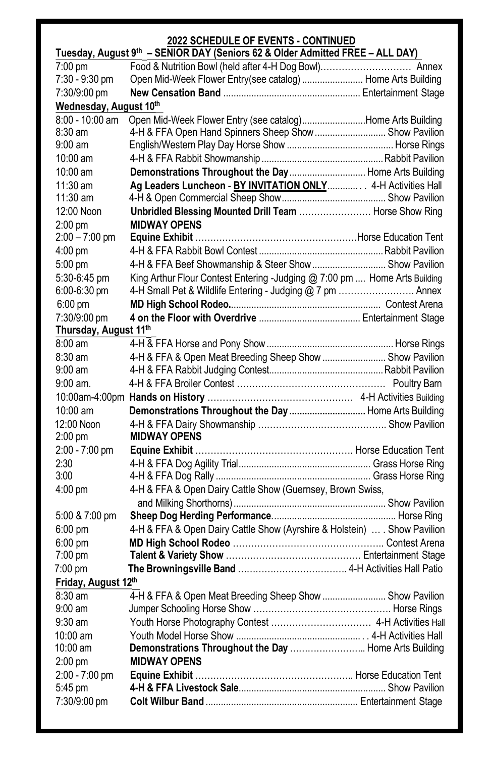## 2022 SCHEDULE OF EVENTS - CONTINUED

### Tuesday, August 9th – SENIOR DAY (Seniors 62 & Older Admitted FREE – ALL DAY)

| Time | Event | Location |
|---|---|---|
| 7:00 pm | Food & Nutrition Bowl (held after 4-H Dog Bowl) | Annex |
| 7:30 - 9:30 pm | Open Mid-Week Flower Entry(see catalog) | Home Arts Building |
| 7:30/9:00 pm | **New Censation Band** | Entertainment Stage |

### Wednesday, August 10th

| Time | Event | Location |
|---|---|---|
| 8:00 - 10:00 am | Open Mid-Week Flower Entry (see catalog) | Home Arts Building |
| 8:30 am | 4-H & FFA Open Hand Spinners Sheep Show | Show Pavilion |
| 9:00 am | English/Western Play Day Horse Show | Horse Rings |
| 10:00 am | 4-H & FFA Rabbit Showmanship | Rabbit Pavilion |
| 10:00 am | **Demonstrations Throughout the Day** | Home Arts Building |
| 11:30 am | **Ag Leaders Luncheon - BY INVITATION ONLY** | 4-H Activities Hall |
| 11:30 am | 4-H & Open Commercial Sheep Show | Show Pavilion |
| 12:00 Noon | **Unbridled Blessing Mounted Drill Team** | Horse Show Ring |
| 2:00 pm | **MIDWAY OPENS** | |
| 2:00 – 7:00 pm | **Equine Exhibit** | Horse Education Tent |
| 4:00 pm | 4-H & FFA Rabbit Bowl Contest | Rabbit Pavilion |
| 5:00 pm | 4-H & FFA Beef Showmanship & Steer Show | Show Pavilion |
| 5:30-6:45 pm | King Arthur Flour Contest Entering -Judging @ 7:00 pm | Home Arts Building |
| 6:00-6:30 pm | 4-H Small Pet & Wildlife Entering - Judging @ 7 pm | Annex |
| 6:00 pm | **MD High School Rodeo.** | Contest Arena |
| 7:30/9:00 pm | **4 on the Floor with Overdrive** | Entertainment Stage |

### Thursday, August 11th

| Time | Event | Location |
|---|---|---|
| 8:00 am | 4-H & FFA Horse and Pony Show | Horse Rings |
| 8:30 am | 4-H & FFA & Open Meat Breeding Sheep Show | Show Pavilion |
| 9:00 am | 4-H & FFA Rabbit Judging Contest | Rabbit Pavilion |
| 9:00 am. | 4-H & FFA Broiler Contest | Poultry Barn |
| 10:00am-4:00pm | **Hands on History** | 4-H Activities Building |
| 10:00 am | **Demonstrations Throughout the Day** | Home Arts Building |
| 12:00 Noon | 4-H & FFA Dairy Showmanship | Show Pavilion |
| 2:00 pm | **MIDWAY OPENS** | |
| 2:00 - 7:00 pm | **Equine Exhibit** | Horse Education Tent |
| 2:30 | 4-H & FFA Dog Agility Trial | Grass Horse Ring |
| 3:00 | 4-H & FFA Dog Rally | Grass Horse Ring |
| 4:00 pm | 4-H & FFA & Open Dairy Cattle Show (Guernsey, Brown Swiss, and Milking Shorthorns) | Show Pavilion |
| 5:00 & 7:00 pm | **Sheep Dog Herding Performance** | Horse Ring |
| 6:00 pm | 4-H & FFA & Open Dairy Cattle Show (Ayrshire & Holstein) | Show Pavilion |
| 6:00 pm | **MD High School Rodeo** | Contest Arena |
| 7:00 pm | **Talent & Variety Show** | Entertainment Stage |
| 7:00 pm | **The Browningsville Band** | 4-H Activities Hall Patio |

### Friday, August 12th

| Time | Event | Location |
|---|---|---|
| 8:30 am | 4-H & FFA & Open Meat Breeding Sheep Show | Show Pavilion |
| 9:00 am | Jumper Schooling Horse Show | Horse Rings |
| 9:30 am | Youth Horse Photography Contest | 4-H Activities Hall |
| 10:00 am | Youth Model Horse Show | 4-H Activities Hall |
| 10:00 am | **Demonstrations Throughout the Day** | Home Arts Building |
| 2:00 pm | **MIDWAY OPENS** | |
| 2:00 - 7:00 pm | **Equine Exhibit** | Horse Education Tent |
| 5:45 pm | **4-H & FFA Livestock Sale** | Show Pavilion |
| 7:30/9:00 pm | **Colt Wilbur Band** | Entertainment Stage |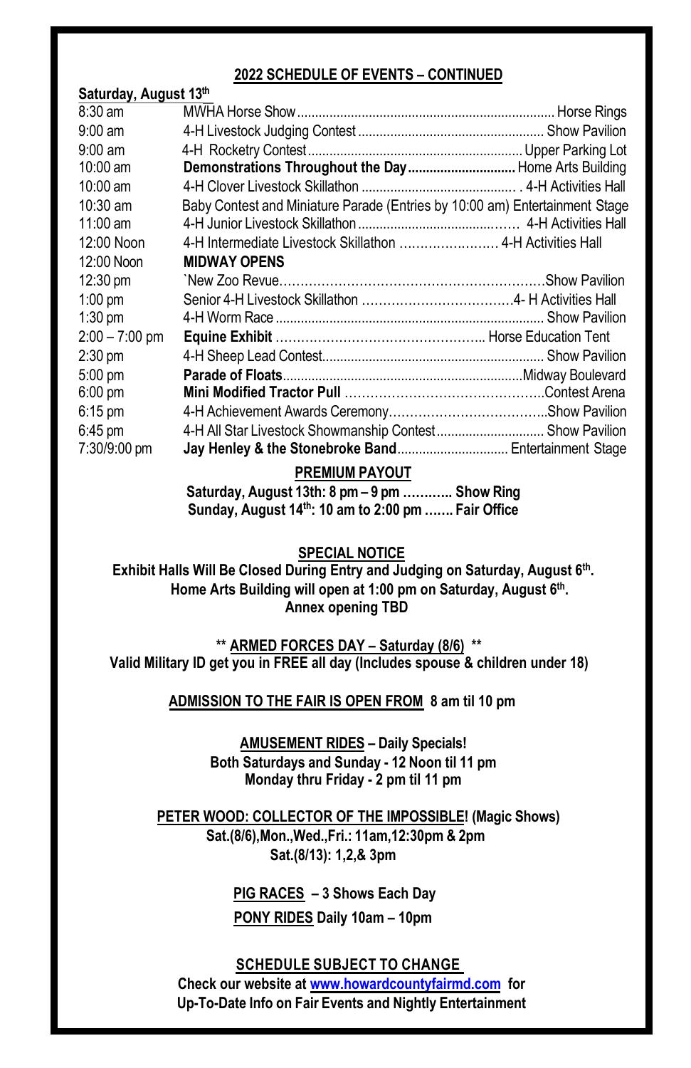## 2022 SCHEDULE OF EVENTS – CONTINUED

**Saturday, August 13th**

| Time | Event | Location |
|---|---|---|
| 8:30 am | MWHA Horse Show | Horse Rings |
| 9:00 am | 4-H Livestock Judging Contest | Show Pavilion |
| 9:00 am | 4-H Rocketry Contest | Upper Parking Lot |
| 10:00 am | **Demonstrations Throughout the Day** | Home Arts Building |
| 10:00 am | 4-H Clover Livestock Skillathon | 4-H Activities Hall |
| 10:30 am | Baby Contest and Miniature Parade (Entries by 10:00 am) | Entertainment Stage |
| 11:00 am | 4-H Junior Livestock Skillathon | 4-H Activities Hall |
| 12:00 Noon | 4-H Intermediate Livestock Skillathon | 4-H Activities Hall |
| 12:00 Noon | **MIDWAY OPENS** | |
| 12:30 pm | `New Zoo Revue | Show Pavilion |
| 1:00 pm | Senior 4-H Livestock Skillathon | 4- H Activities Hall |
| 1:30 pm | 4-H Worm Race | Show Pavilion |
| 2:00 – 7:00 pm | **Equine Exhibit** | Horse Education Tent |
| 2:30 pm | 4-H Sheep Lead Contest | Show Pavilion |
| 5:00 pm | **Parade of Floats** | Midway Boulevard |
| 6:00 pm | **Mini Modified Tractor Pull** | Contest Arena |
| 6:15 pm | 4-H Achievement Awards Ceremony | Show Pavilion |
| 6:45 pm | 4-H All Star Livestock Showmanship Contest | Show Pavilion |
| 7:30/9:00 pm | **Jay Henley & the Stonebroke Band** | Entertainment Stage |

**PREMIUM PAYOUT**

**Saturday, August 13th: 8 pm – 9 pm ………… Show Ring**
**Sunday, August 14th: 10 am to 2:00 pm ……. Fair Office**

**SPECIAL NOTICE**

**Exhibit Halls Will Be Closed During Entry and Judging on Saturday, August 6th.**
**Home Arts Building will open at 1:00 pm on Saturday, August 6th.**
**Annex opening TBD**

**\*\* ARMED FORCES DAY – Saturday (8/6) \*\***
**Valid Military ID get you in FREE all day (Includes spouse & children under 18)**

**ADMISSION TO THE FAIR IS OPEN FROM 8 am til 10 pm**

**AMUSEMENT RIDES – Daily Specials!**
**Both Saturdays and Sunday - 12 Noon til 11 pm**
**Monday thru Friday - 2 pm til 11 pm**

**PETER WOOD: COLLECTOR OF THE IMPOSSIBLE! (Magic Shows)**
**Sat.(8/6),Mon.,Wed.,Fri.: 11am,12:30pm & 2pm**
**Sat.(8/13): 1,2,& 3pm**

**PIG RACES – 3 Shows Each Day**

**PONY RIDES Daily 10am – 10pm**

**SCHEDULE SUBJECT TO CHANGE**
**Check our website at www.howardcountyfairmd.com for Up-To-Date Info on Fair Events and Nightly Entertainment**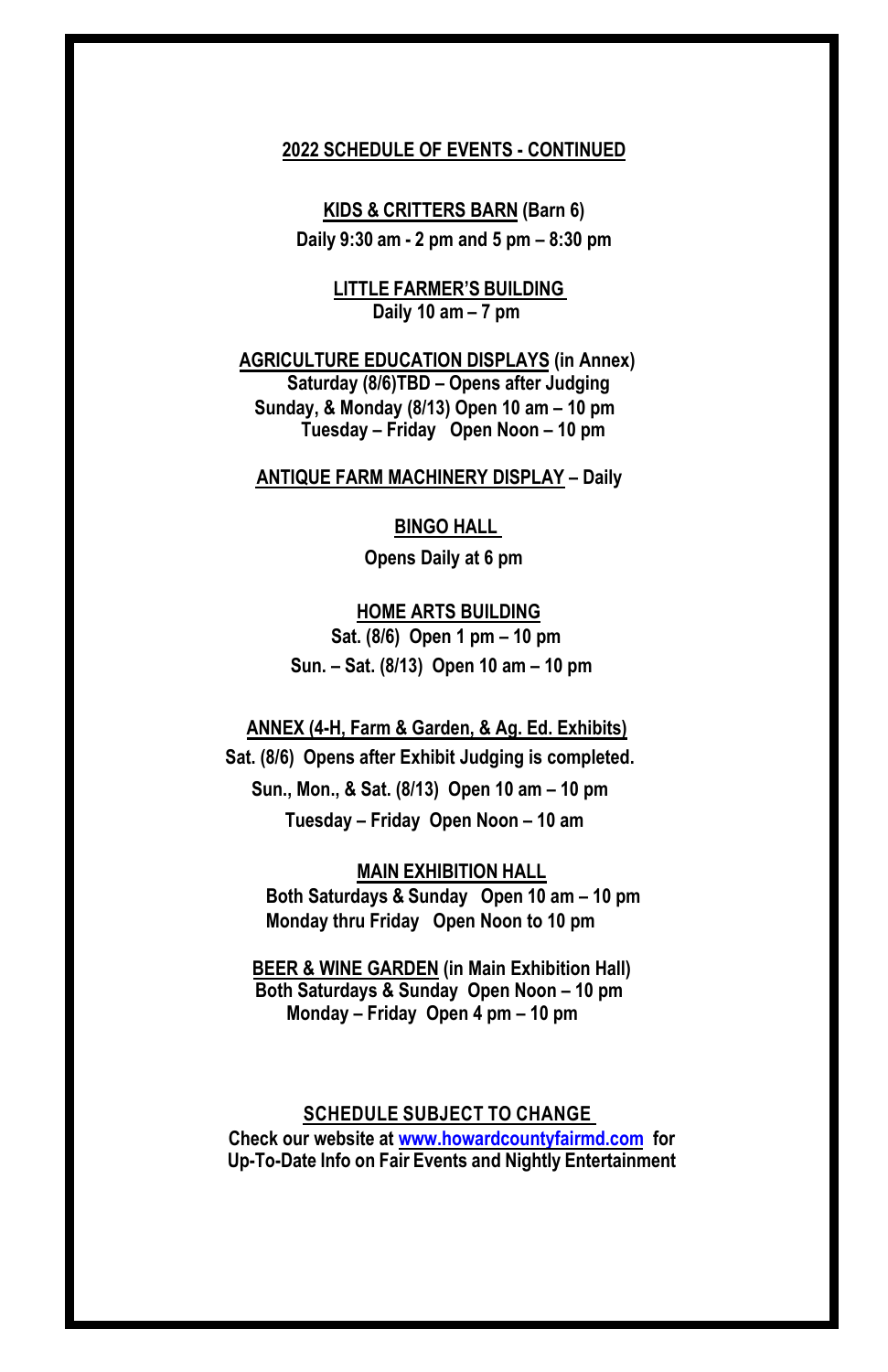## 2022 SCHEDULE OF EVENTS - CONTINUED

**KIDS & CRITTERS BARN (Barn 6)**
**Daily 9:30 am - 2 pm and 5 pm – 8:30 pm**

**LITTLE FARMER'S BUILDING**
**Daily 10 am – 7 pm**

**AGRICULTURE EDUCATION DISPLAYS (in Annex)**
**Saturday (8/6)TBD – Opens after Judging**
**Sunday, & Monday (8/13) Open 10 am – 10 pm**
**Tuesday – Friday Open Noon – 10 pm**

**ANTIQUE FARM MACHINERY DISPLAY – Daily**

**BINGO HALL**
**Opens Daily at 6 pm**

**HOME ARTS BUILDING**
**Sat. (8/6) Open 1 pm – 10 pm**
**Sun. – Sat. (8/13) Open 10 am – 10 pm**

**ANNEX (4-H, Farm & Garden, & Ag. Ed. Exhibits)**
**Sat. (8/6) Opens after Exhibit Judging is completed.**
**Sun., Mon., & Sat. (8/13) Open 10 am – 10 pm**
**Tuesday – Friday Open Noon – 10 am**

**MAIN EXHIBITION HALL**
**Both Saturdays & Sunday Open 10 am – 10 pm**
**Monday thru Friday Open Noon to 10 pm**

**BEER & WINE GARDEN (in Main Exhibition Hall)**
**Both Saturdays & Sunday Open Noon – 10 pm**
**Monday – Friday Open 4 pm – 10 pm**

**SCHEDULE SUBJECT TO CHANGE**
**Check our website at www.howardcountyfairmd.com for Up-To-Date Info on Fair Events and Nightly Entertainment**